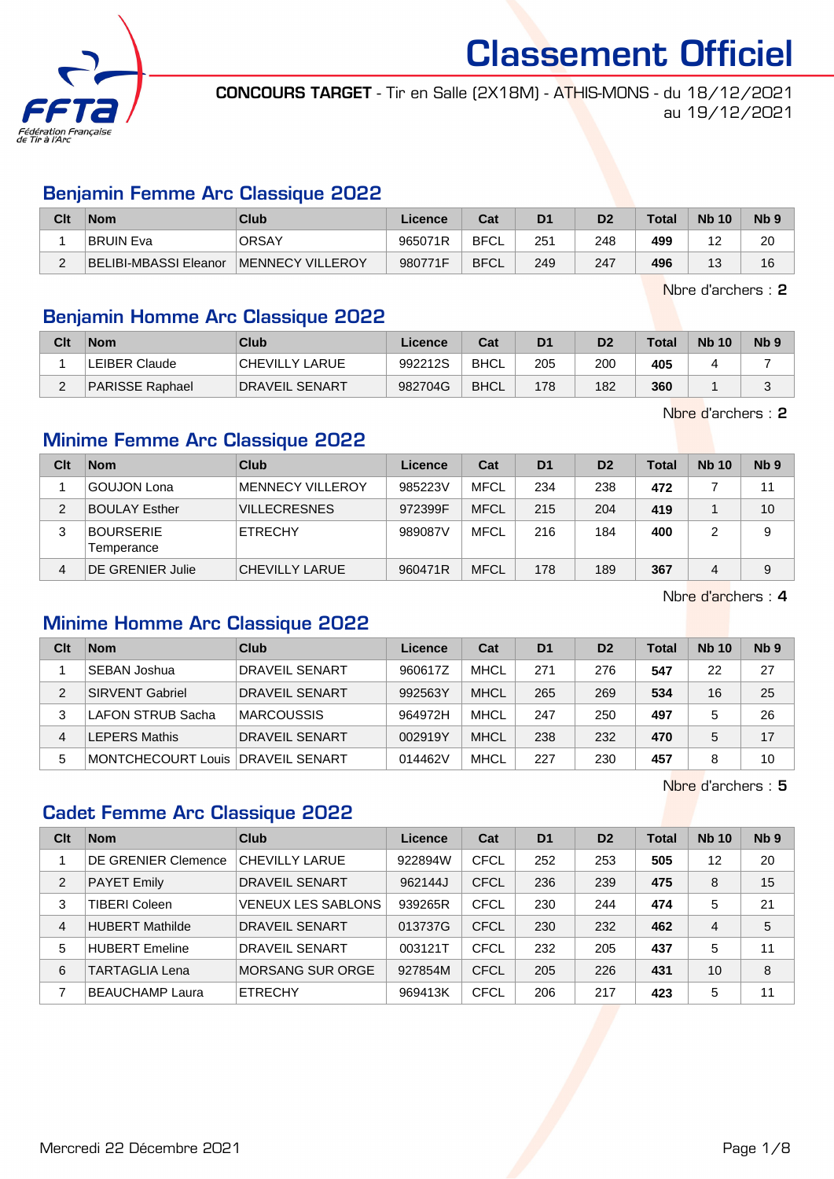# Classement Officiel

**CONCOURS TARGET** - Tir en Salle (2X18M) - ATHIS-MONS - du 18/12/2021 au 19/12/2021

## Benjamin Femme Arc Classique 2022

| Clt | Nom | Club | Licence | Cat | D1 | D2 | Total | Nb 10 | Nb 9 |
|---|---|---|---|---|---|---|---|---|---|
| 1 | BRUIN Eva | ORSAY | 965071R | BFCL | 251 | 248 | **499** | 12 | 20 |
| 2 | BELIBI-MBASSI Eleanor | MENNECY VILLEROY | 980771F | BFCL | 249 | 247 | **496** | 13 | 16 |

Nbre d'archers : **2**

## Benjamin Homme Arc Classique 2022

| Clt | Nom | Club | Licence | Cat | D1 | D2 | Total | Nb 10 | Nb 9 |
|---|---|---|---|---|---|---|---|---|---|
| 1 | LEIBER Claude | CHEVILLY LARUE | 992212S | BHCL | 205 | 200 | **405** | 4 | 7 |
| 2 | PARISSE Raphael | DRAVEIL SENART | 982704G | BHCL | 178 | 182 | **360** | 1 | 3 |

Nbre d'archers : **2**

## Minime Femme Arc Classique 2022

| Clt | Nom | Club | Licence | Cat | D1 | D2 | Total | Nb 10 | Nb 9 |
|---|---|---|---|---|---|---|---|---|---|
| 1 | GOUJON Lona | MENNECY VILLEROY | 985223V | MFCL | 234 | 238 | **472** | 7 | 11 |
| 2 | BOULAY Esther | VILLECRESNES | 972399F | MFCL | 215 | 204 | **419** | 1 | 10 |
| 3 | BOURSERIE Temperance | ETRECHY | 989087V | MFCL | 216 | 184 | **400** | 2 | 9 |
| 4 | DE GRENIER Julie | CHEVILLY LARUE | 960471R | MFCL | 178 | 189 | **367** | 4 | 9 |

Nbre d'archers : **4**

## Minime Homme Arc Classique 2022

| Clt | Nom | Club | Licence | Cat | D1 | D2 | Total | Nb 10 | Nb 9 |
|---|---|---|---|---|---|---|---|---|---|
| 1 | SEBAN Joshua | DRAVEIL SENART | 960617Z | MHCL | 271 | 276 | **547** | 22 | 27 |
| 2 | SIRVENT Gabriel | DRAVEIL SENART | 992563Y | MHCL | 265 | 269 | **534** | 16 | 25 |
| 3 | LAFON STRUB Sacha | MARCOUSSIS | 964972H | MHCL | 247 | 250 | **497** | 5 | 26 |
| 4 | LEPERS Mathis | DRAVEIL SENART | 002919Y | MHCL | 238 | 232 | **470** | 5 | 17 |
| 5 | MONTCHECOURT Louis | DRAVEIL SENART | 014462V | MHCL | 227 | 230 | **457** | 8 | 10 |

Nbre d'archers : **5**

## Cadet Femme Arc Classique 2022

| Clt | Nom | Club | Licence | Cat | D1 | D2 | Total | Nb 10 | Nb 9 |
|---|---|---|---|---|---|---|---|---|---|
| 1 | DE GRENIER Clemence | CHEVILLY LARUE | 922894W | CFCL | 252 | 253 | **505** | 12 | 20 |
| 2 | PAYET Emily | DRAVEIL SENART | 962144J | CFCL | 236 | 239 | **475** | 8 | 15 |
| 3 | TIBERI Coleen | VENEUX LES SABLONS | 939265R | CFCL | 230 | 244 | **474** | 5 | 21 |
| 4 | HUBERT Mathilde | DRAVEIL SENART | 013737G | CFCL | 230 | 232 | **462** | 4 | 5 |
| 5 | HUBERT Emeline | DRAVEIL SENART | 003121T | CFCL | 232 | 205 | **437** | 5 | 11 |
| 6 | TARTAGLIA Lena | MORSANG SUR ORGE | 927854M | CFCL | 205 | 226 | **431** | 10 | 8 |
| 7 | BEAUCHAMP Laura | ETRECHY | 969413K | CFCL | 206 | 217 | **423** | 5 | 11 |

Mercredi 22 Décembre 2021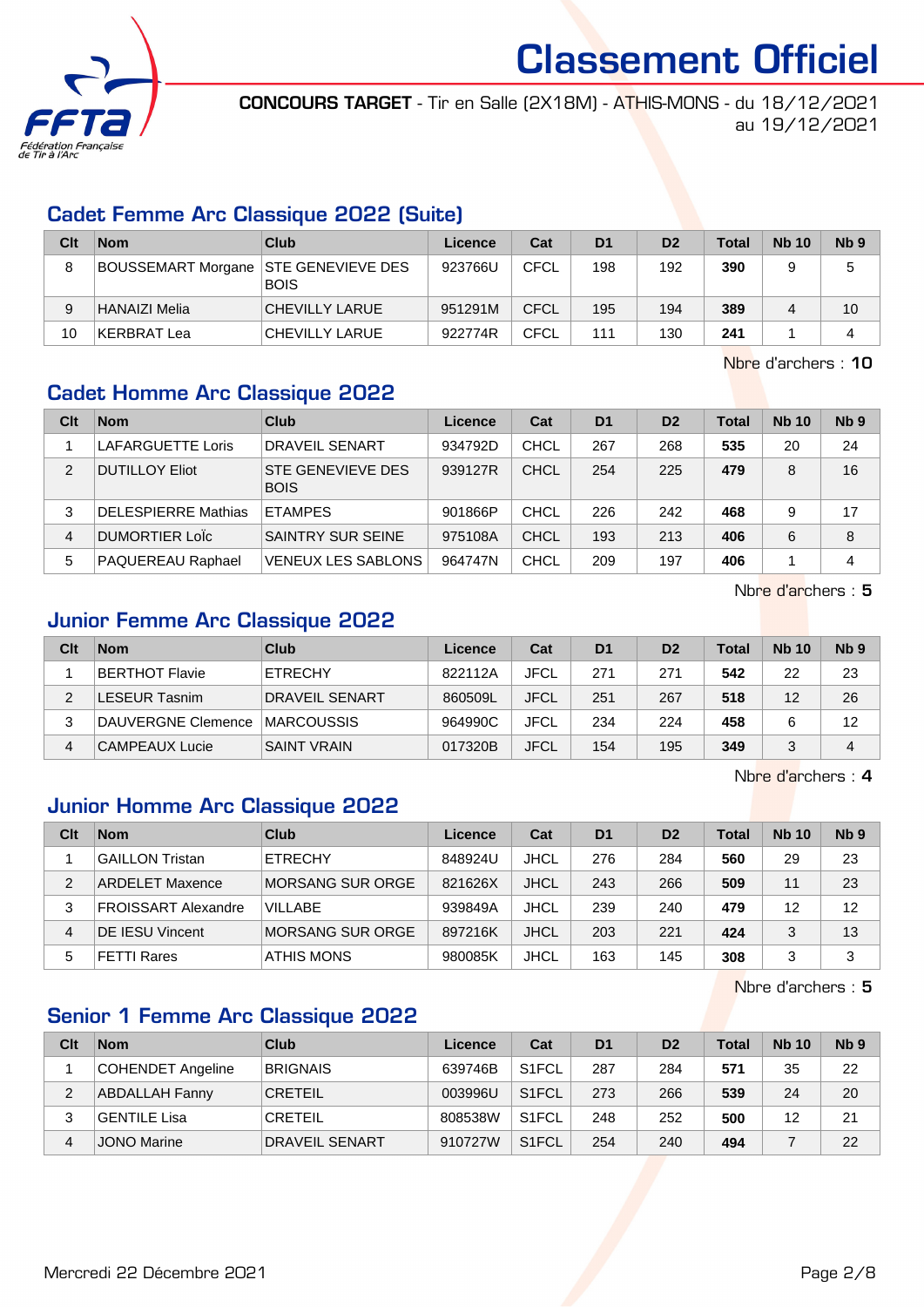# Classement Officiel

**CONCOURS TARGET** - Tir en Salle (2X18M) - ATHIS-MONS - du 18/12/2021 au 19/12/2021

## Cadet Femme Arc Classique 2022 (Suite)

| Clt | Nom | Club | Licence | Cat | D1 | D2 | Total | Nb 10 | Nb 9 |
|---|---|---|---|---|---|---|---|---|---|
| 8 | BOUSSEMART Morgane | STE GENEVIEVE DES BOIS | 923766U | CFCL | 198 | 192 | **390** | 9 | 5 |
| 9 | HANAIZI Melia | CHEVILLY LARUE | 951291M | CFCL | 195 | 194 | **389** | 4 | 10 |
| 10 | KERBRAT Lea | CHEVILLY LARUE | 922774R | CFCL | 111 | 130 | **241** | 1 | 4 |

Nbre d'archers : **10**

## Cadet Homme Arc Classique 2022

| Clt | Nom | Club | Licence | Cat | D1 | D2 | Total | Nb 10 | Nb 9 |
|---|---|---|---|---|---|---|---|---|---|
| 1 | LAFARGUETTE Loris | DRAVEIL SENART | 934792D | CHCL | 267 | 268 | **535** | 20 | 24 |
| 2 | DUTILLOY Eliot | STE GENEVIEVE DES BOIS | 939127R | CHCL | 254 | 225 | **479** | 8 | 16 |
| 3 | DELESPIERRE Mathias | ETAMPES | 901866P | CHCL | 226 | 242 | **468** | 9 | 17 |
| 4 | DUMORTIER LoÏc | SAINTRY SUR SEINE | 975108A | CHCL | 193 | 213 | **406** | 6 | 8 |
| 5 | PAQUEREAU Raphael | VENEUX LES SABLONS | 964747N | CHCL | 209 | 197 | **406** | 1 | 4 |

Nbre d'archers : **5**

## Junior Femme Arc Classique 2022

| Clt | Nom | Club | Licence | Cat | D1 | D2 | Total | Nb 10 | Nb 9 |
|---|---|---|---|---|---|---|---|---|---|
| 1 | BERTHOT Flavie | ETRECHY | 822112A | JFCL | 271 | 271 | **542** | 22 | 23 |
| 2 | LESEUR Tasnim | DRAVEIL SENART | 860509L | JFCL | 251 | 267 | **518** | 12 | 26 |
| 3 | DAUVERGNE Clemence | MARCOUSSIS | 964990C | JFCL | 234 | 224 | **458** | 6 | 12 |
| 4 | CAMPEAUX Lucie | SAINT VRAIN | 017320B | JFCL | 154 | 195 | **349** | 3 | 4 |

Nbre d'archers : **4**

## Junior Homme Arc Classique 2022

| Clt | Nom | Club | Licence | Cat | D1 | D2 | Total | Nb 10 | Nb 9 |
|---|---|---|---|---|---|---|---|---|---|
| 1 | GAILLON Tristan | ETRECHY | 848924U | JHCL | 276 | 284 | **560** | 29 | 23 |
| 2 | ARDELET Maxence | MORSANG SUR ORGE | 821626X | JHCL | 243 | 266 | **509** | 11 | 23 |
| 3 | FROISSART Alexandre | VILLABE | 939849A | JHCL | 239 | 240 | **479** | 12 | 12 |
| 4 | DE IESU Vincent | MORSANG SUR ORGE | 897216K | JHCL | 203 | 221 | **424** | 3 | 13 |
| 5 | FETTI Rares | ATHIS MONS | 980085K | JHCL | 163 | 145 | **308** | 3 | 3 |

Nbre d'archers : **5**

## Senior 1 Femme Arc Classique 2022

| Clt | Nom | Club | Licence | Cat | D1 | D2 | Total | Nb 10 | Nb 9 |
|---|---|---|---|---|---|---|---|---|---|
| 1 | COHENDET Angeline | BRIGNAIS | 639746B | S1FCL | 287 | 284 | **571** | 35 | 22 |
| 2 | ABDALLAH Fanny | CRETEIL | 003996U | S1FCL | 273 | 266 | **539** | 24 | 20 |
| 3 | GENTILE Lisa | CRETEIL | 808538W | S1FCL | 248 | 252 | **500** | 12 | 21 |
| 4 | JONO Marine | DRAVEIL SENART | 910727W | S1FCL | 254 | 240 | **494** | 7 | 22 |

Mercredi 22 Décembre 2021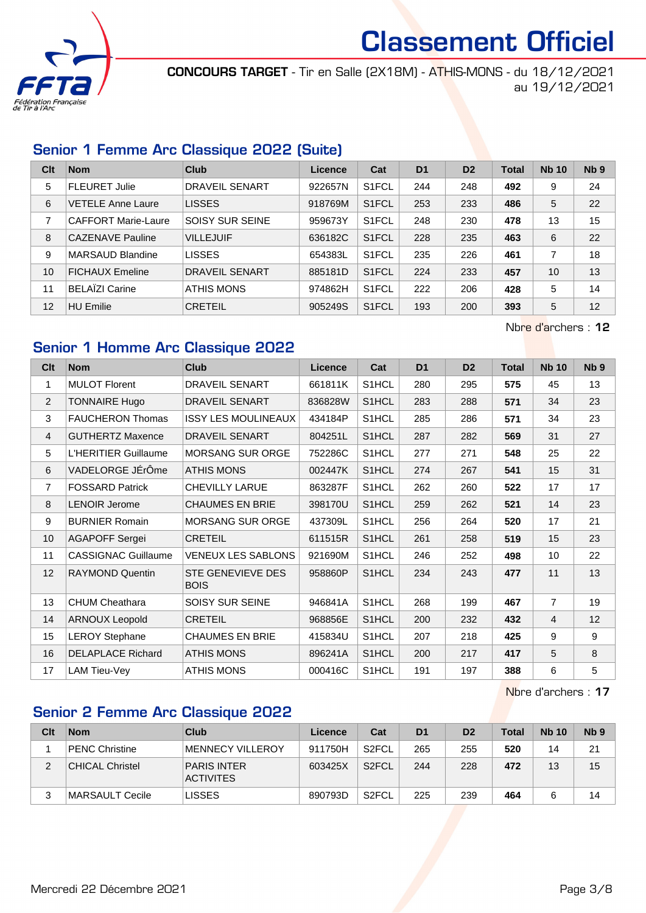# Classement Officiel

**CONCOURS TARGET** - Tir en Salle (2X18M) - ATHIS-MONS - du 18/12/2021 au 19/12/2021

## Senior 1 Femme Arc Classique 2022 (Suite)

| Clt | Nom | Club | Licence | Cat | D1 | D2 | Total | Nb 10 | Nb 9 |
|---|---|---|---|---|---|---|---|---|---|
| 5 | FLEURET Julie | DRAVEIL SENART | 922657N | S1FCL | 244 | 248 | **492** | 9 | 24 |
| 6 | VETELE Anne Laure | LISSES | 918769M | S1FCL | 253 | 233 | **486** | 5 | 22 |
| 7 | CAFFORT Marie-Laure | SOISY SUR SEINE | 959673Y | S1FCL | 248 | 230 | **478** | 13 | 15 |
| 8 | CAZENAVE Pauline | VILLEJUIF | 636182C | S1FCL | 228 | 235 | **463** | 6 | 22 |
| 9 | MARSAUD Blandine | LISSES | 654383L | S1FCL | 235 | 226 | **461** | 7 | 18 |
| 10 | FICHAUX Emeline | DRAVEIL SENART | 885181D | S1FCL | 224 | 233 | **457** | 10 | 13 |
| 11 | BELAÏZI Carine | ATHIS MONS | 974862H | S1FCL | 222 | 206 | **428** | 5 | 14 |
| 12 | HU Emilie | CRETEIL | 905249S | S1FCL | 193 | 200 | **393** | 5 | 12 |

Nbre d'archers : **12**

## Senior 1 Homme Arc Classique 2022

| Clt | Nom | Club | Licence | Cat | D1 | D2 | Total | Nb 10 | Nb 9 |
|---|---|---|---|---|---|---|---|---|---|
| 1 | MULOT Florent | DRAVEIL SENART | 661811K | S1HCL | 280 | 295 | **575** | 45 | 13 |
| 2 | TONNAIRE Hugo | DRAVEIL SENART | 836828W | S1HCL | 283 | 288 | **571** | 34 | 23 |
| 3 | FAUCHERON Thomas | ISSY LES MOULINEAUX | 434184P | S1HCL | 285 | 286 | **571** | 34 | 23 |
| 4 | GUTHERTZ Maxence | DRAVEIL SENART | 804251L | S1HCL | 287 | 282 | **569** | 31 | 27 |
| 5 | L'HERITIER Guillaume | MORSANG SUR ORGE | 752286C | S1HCL | 277 | 271 | **548** | 25 | 22 |
| 6 | VADELORGE JÉrÔme | ATHIS MONS | 002447K | S1HCL | 274 | 267 | **541** | 15 | 31 |
| 7 | FOSSARD Patrick | CHEVILLY LARUE | 863287F | S1HCL | 262 | 260 | **522** | 17 | 17 |
| 8 | LENOIR Jerome | CHAUMES EN BRIE | 398170U | S1HCL | 259 | 262 | **521** | 14 | 23 |
| 9 | BURNIER Romain | MORSANG SUR ORGE | 437309L | S1HCL | 256 | 264 | **520** | 17 | 21 |
| 10 | AGAPOFF Sergei | CRETEIL | 611515R | S1HCL | 261 | 258 | **519** | 15 | 23 |
| 11 | CASSIGNAC Guillaume | VENEUX LES SABLONS | 921690M | S1HCL | 246 | 252 | **498** | 10 | 22 |
| 12 | RAYMOND Quentin | STE GENEVIEVE DES BOIS | 958860P | S1HCL | 234 | 243 | **477** | 11 | 13 |
| 13 | CHUM Cheathara | SOISY SUR SEINE | 946841A | S1HCL | 268 | 199 | **467** | 7 | 19 |
| 14 | ARNOUX Leopold | CRETEIL | 968856E | S1HCL | 200 | 232 | **432** | 4 | 12 |
| 15 | LEROY Stephane | CHAUMES EN BRIE | 415834U | S1HCL | 207 | 218 | **425** | 9 | 9 |
| 16 | DELAPLACE Richard | ATHIS MONS | 896241A | S1HCL | 200 | 217 | **417** | 5 | 8 |
| 17 | LAM Tieu-Vey | ATHIS MONS | 000416C | S1HCL | 191 | 197 | **388** | 6 | 5 |

Nbre d'archers : **17**

## Senior 2 Femme Arc Classique 2022

| Clt | Nom | Club | Licence | Cat | D1 | D2 | Total | Nb 10 | Nb 9 |
|---|---|---|---|---|---|---|---|---|---|
| 1 | PENC Christine | MENNECY VILLEROY | 911750H | S2FCL | 265 | 255 | **520** | 14 | 21 |
| 2 | CHICAL Christel | PARIS INTER ACTIVITES | 603425X | S2FCL | 244 | 228 | **472** | 13 | 15 |
| 3 | MARSAULT Cecile | LISSES | 890793D | S2FCL | 225 | 239 | **464** | 6 | 14 |

Mercredi 22 Décembre 2021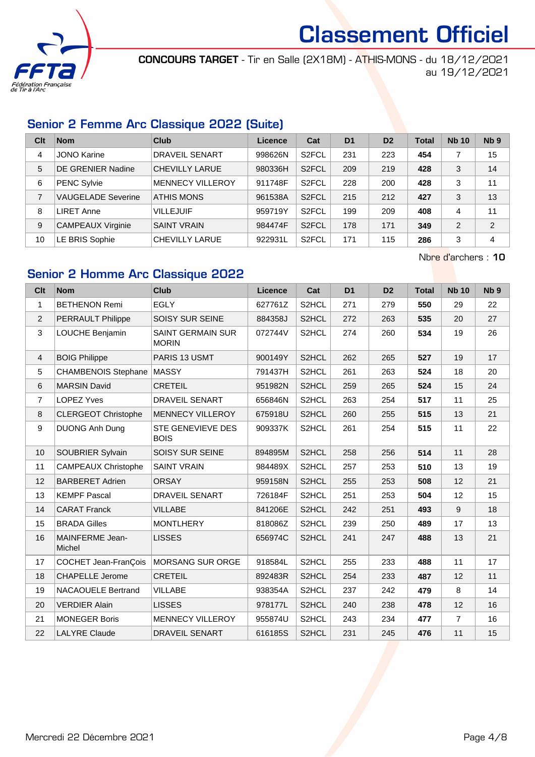# Classement Officiel

**CONCOURS TARGET** - Tir en Salle (2X18M) - ATHIS-MONS - du 18/12/2021 au 19/12/2021

## Senior 2 Femme Arc Classique 2022 (Suite)

| Clt | Nom | Club | Licence | Cat | D1 | D2 | Total | Nb 10 | Nb 9 |
|---|---|---|---|---|---|---|---|---|---|
| 4 | JONO Karine | DRAVEIL SENART | 998626N | S2FCL | 231 | 223 | **454** | 7 | 15 |
| 5 | DE GRENIER Nadine | CHEVILLY LARUE | 980336H | S2FCL | 209 | 219 | **428** | 3 | 14 |
| 6 | PENC Sylvie | MENNECY VILLEROY | 911748F | S2FCL | 228 | 200 | **428** | 3 | 11 |
| 7 | VAUGELADE Severine | ATHIS MONS | 961538A | S2FCL | 215 | 212 | **427** | 3 | 13 |
| 8 | LIRET Anne | VILLEJUIF | 959719Y | S2FCL | 199 | 209 | **408** | 4 | 11 |
| 9 | CAMPEAUX Virginie | SAINT VRAIN | 984474F | S2FCL | 178 | 171 | **349** | 2 | 2 |
| 10 | LE BRIS Sophie | CHEVILLY LARUE | 922931L | S2FCL | 171 | 115 | **286** | 3 | 4 |

Nbre d'archers : **10**

## Senior 2 Homme Arc Classique 2022

| Clt | Nom | Club | Licence | Cat | D1 | D2 | Total | Nb 10 | Nb 9 |
|---|---|---|---|---|---|---|---|---|---|
| 1 | BETHENON Remi | EGLY | 627761Z | S2HCL | 271 | 279 | **550** | 29 | 22 |
| 2 | PERRAULT Philippe | SOISY SUR SEINE | 884358J | S2HCL | 272 | 263 | **535** | 20 | 27 |
| 3 | LOUCHE Benjamin | SAINT GERMAIN SUR MORIN | 072744V | S2HCL | 274 | 260 | **534** | 19 | 26 |
| 4 | BOIG Philippe | PARIS 13 USMT | 900149Y | S2HCL | 262 | 265 | **527** | 19 | 17 |
| 5 | CHAMBENOIS Stephane | MASSY | 791437H | S2HCL | 261 | 263 | **524** | 18 | 20 |
| 6 | MARSIN David | CRETEIL | 951982N | S2HCL | 259 | 265 | **524** | 15 | 24 |
| 7 | LOPEZ Yves | DRAVEIL SENART | 656846N | S2HCL | 263 | 254 | **517** | 11 | 25 |
| 8 | CLERGEOT Christophe | MENNECY VILLEROY | 675918U | S2HCL | 260 | 255 | **515** | 13 | 21 |
| 9 | DUONG Anh Dung | STE GENEVIEVE DES BOIS | 909337K | S2HCL | 261 | 254 | **515** | 11 | 22 |
| 10 | SOUBRIER Sylvain | SOISY SUR SEINE | 894895M | S2HCL | 258 | 256 | **514** | 11 | 28 |
| 11 | CAMPEAUX Christophe | SAINT VRAIN | 984489X | S2HCL | 257 | 253 | **510** | 13 | 19 |
| 12 | BARBERET Adrien | ORSAY | 959158N | S2HCL | 255 | 253 | **508** | 12 | 21 |
| 13 | KEMPF Pascal | DRAVEIL SENART | 726184F | S2HCL | 251 | 253 | **504** | 12 | 15 |
| 14 | CARAT Franck | VILLABE | 841206E | S2HCL | 242 | 251 | **493** | 9 | 18 |
| 15 | BRADA Gilles | MONTLHERY | 818086Z | S2HCL | 239 | 250 | **489** | 17 | 13 |
| 16 | MAINFERME Jean-Michel | LISSES | 656974C | S2HCL | 241 | 247 | **488** | 13 | 21 |
| 17 | COCHET Jean-FranÇois | MORSANG SUR ORGE | 918584L | S2HCL | 255 | 233 | **488** | 11 | 17 |
| 18 | CHAPELLE Jerome | CRETEIL | 892483R | S2HCL | 254 | 233 | **487** | 12 | 11 |
| 19 | NACAOUELE Bertrand | VILLABE | 938354A | S2HCL | 237 | 242 | **479** | 8 | 14 |
| 20 | VERDIER Alain | LISSES | 978177L | S2HCL | 240 | 238 | **478** | 12 | 16 |
| 21 | MONEGER Boris | MENNECY VILLEROY | 955874U | S2HCL | 243 | 234 | **477** | 7 | 16 |
| 22 | LALYRE Claude | DRAVEIL SENART | 616185S | S2HCL | 231 | 245 | **476** | 11 | 15 |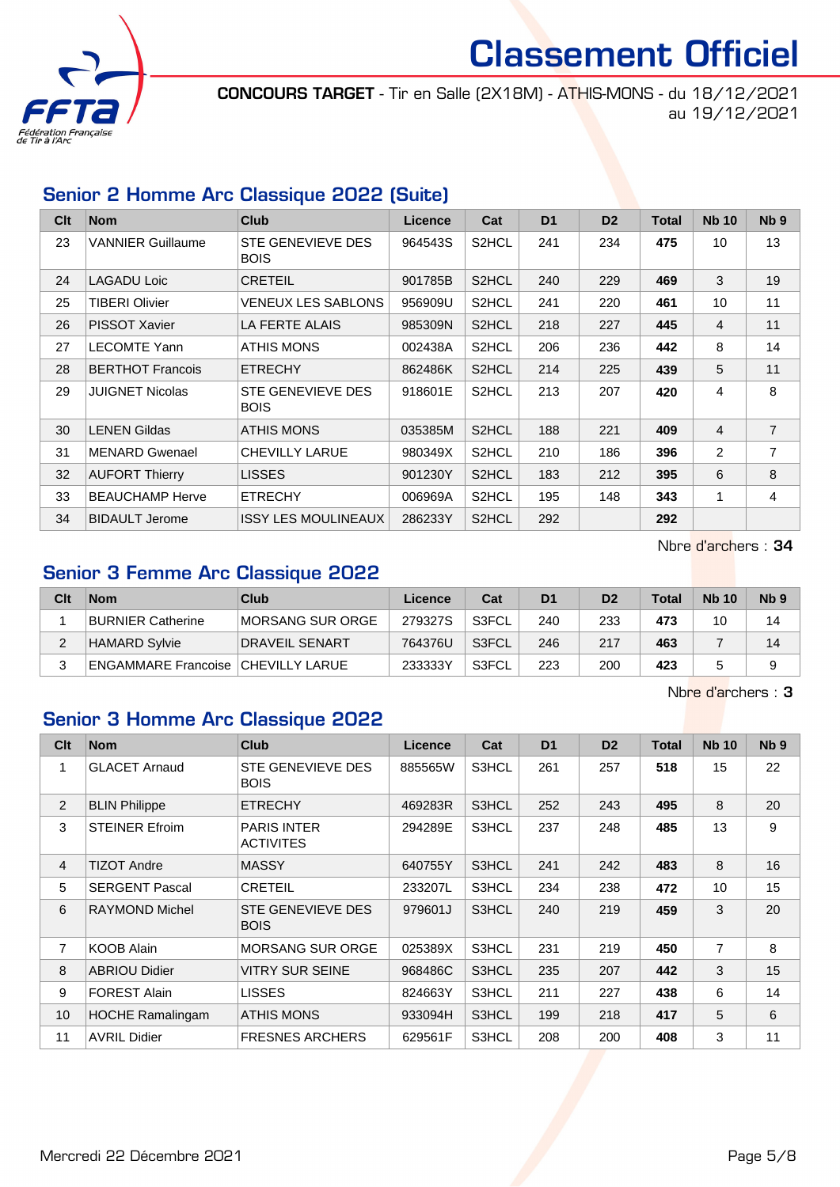# Classement Officiel

**CONCOURS TARGET** - Tir en Salle (2X18M) - ATHIS-MONS - du 18/12/2021 au 19/12/2021

## Senior 2 Homme Arc Classique 2022 (Suite)

| Clt | Nom | Club | Licence | Cat | D1 | D2 | Total | Nb 10 | Nb 9 |
|---|---|---|---|---|---|---|---|---|---|
| 23 | VANNIER Guillaume | STE GENEVIEVE DES BOIS | 964543S | S2HCL | 241 | 234 | **475** | 10 | 13 |
| 24 | LAGADU Loic | CRETEIL | 901785B | S2HCL | 240 | 229 | **469** | 3 | 19 |
| 25 | TIBERI Olivier | VENEUX LES SABLONS | 956909U | S2HCL | 241 | 220 | **461** | 10 | 11 |
| 26 | PISSOT Xavier | LA FERTE ALAIS | 985309N | S2HCL | 218 | 227 | **445** | 4 | 11 |
| 27 | LECOMTE Yann | ATHIS MONS | 002438A | S2HCL | 206 | 236 | **442** | 8 | 14 |
| 28 | BERTHOT Francois | ETRECHY | 862486K | S2HCL | 214 | 225 | **439** | 5 | 11 |
| 29 | JUIGNET Nicolas | STE GENEVIEVE DES BOIS | 918601E | S2HCL | 213 | 207 | **420** | 4 | 8 |
| 30 | LENEN Gildas | ATHIS MONS | 035385M | S2HCL | 188 | 221 | **409** | 4 | 7 |
| 31 | MENARD Gwenael | CHEVILLY LARUE | 980349X | S2HCL | 210 | 186 | **396** | 2 | 7 |
| 32 | AUFORT Thierry | LISSES | 901230Y | S2HCL | 183 | 212 | **395** | 6 | 8 |
| 33 | BEAUCHAMP Herve | ETRECHY | 006969A | S2HCL | 195 | 148 | **343** | 1 | 4 |
| 34 | BIDAULT Jerome | ISSY LES MOULINEAUX | 286233Y | S2HCL | 292 | | **292** | | |

Nbre d'archers : **34**

## Senior 3 Femme Arc Classique 2022

| Clt | Nom | Club | Licence | Cat | D1 | D2 | Total | Nb 10 | Nb 9 |
|---|---|---|---|---|---|---|---|---|---|
| 1 | BURNIER Catherine | MORSANG SUR ORGE | 279327S | S3FCL | 240 | 233 | **473** | 10 | 14 |
| 2 | HAMARD Sylvie | DRAVEIL SENART | 764376U | S3FCL | 246 | 217 | **463** | 7 | 14 |
| 3 | ENGAMMARE Francoise | CHEVILLY LARUE | 233333Y | S3FCL | 223 | 200 | **423** | 5 | 9 |

Nbre d'archers : **3**

## Senior 3 Homme Arc Classique 2022

| Clt | Nom | Club | Licence | Cat | D1 | D2 | Total | Nb 10 | Nb 9 |
|---|---|---|---|---|---|---|---|---|---|
| 1 | GLACET Arnaud | STE GENEVIEVE DES BOIS | 885565W | S3HCL | 261 | 257 | **518** | 15 | 22 |
| 2 | BLIN Philippe | ETRECHY | 469283R | S3HCL | 252 | 243 | **495** | 8 | 20 |
| 3 | STEINER Efroim | PARIS INTER ACTIVITES | 294289E | S3HCL | 237 | 248 | **485** | 13 | 9 |
| 4 | TIZOT Andre | MASSY | 640755Y | S3HCL | 241 | 242 | **483** | 8 | 16 |
| 5 | SERGENT Pascal | CRETEIL | 233207L | S3HCL | 234 | 238 | **472** | 10 | 15 |
| 6 | RAYMOND Michel | STE GENEVIEVE DES BOIS | 979601J | S3HCL | 240 | 219 | **459** | 3 | 20 |
| 7 | KOOB Alain | MORSANG SUR ORGE | 025389X | S3HCL | 231 | 219 | **450** | 7 | 8 |
| 8 | ABRIOU Didier | VITRY SUR SEINE | 968486C | S3HCL | 235 | 207 | **442** | 3 | 15 |
| 9 | FOREST Alain | LISSES | 824663Y | S3HCL | 211 | 227 | **438** | 6 | 14 |
| 10 | HOCHE Ramalingam | ATHIS MONS | 933094H | S3HCL | 199 | 218 | **417** | 5 | 6 |
| 11 | AVRIL Didier | FRESNES ARCHERS | 629561F | S3HCL | 208 | 200 | **408** | 3 | 11 |

Mercredi 22 Décembre 2021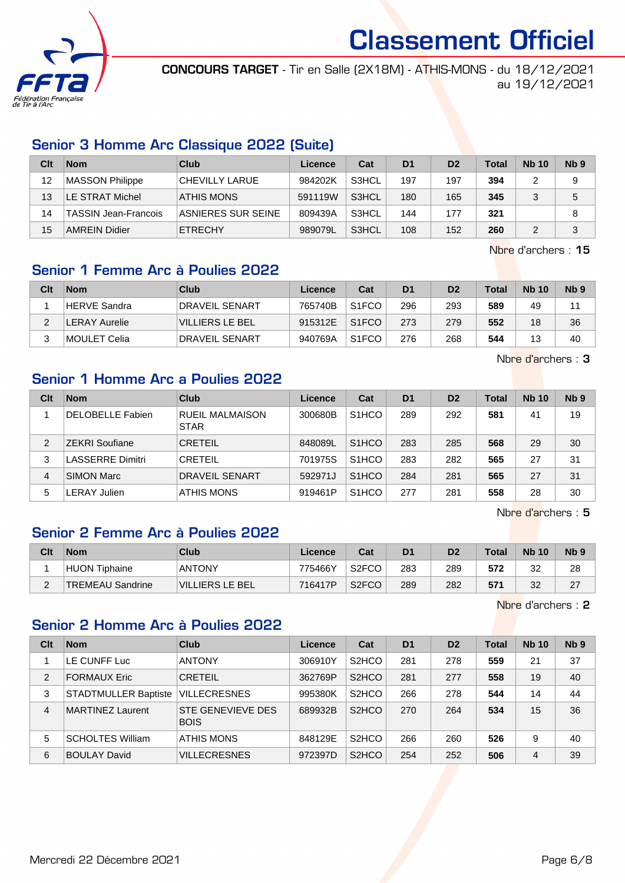# Classement Officiel

**CONCOURS TARGET** - Tir en Salle (2X18M) - ATHIS-MONS - du 18/12/2021 au 19/12/2021

## Senior 3 Homme Arc Classique 2022 (Suite)

| Clt | Nom | Club | Licence | Cat | D1 | D2 | Total | Nb 10 | Nb 9 |
|---|---|---|---|---|---|---|---|---|---|
| 12 | MASSON Philippe | CHEVILLY LARUE | 984202K | S3HCL | 197 | 197 | **394** | 2 | 9 |
| 13 | LE STRAT Michel | ATHIS MONS | 591119W | S3HCL | 180 | 165 | **345** | 3 | 5 |
| 14 | TASSIN Jean-Francois | ASNIERES SUR SEINE | 809439A | S3HCL | 144 | 177 | **321** | | 8 |
| 15 | AMREIN Didier | ETRECHY | 989079L | S3HCL | 108 | 152 | **260** | 2 | 3 |

Nbre d'archers : **15**

## Senior 1 Femme Arc à Poulies 2022

| Clt | Nom | Club | Licence | Cat | D1 | D2 | Total | Nb 10 | Nb 9 |
|---|---|---|---|---|---|---|---|---|---|
| 1 | HERVE Sandra | DRAVEIL SENART | 765740B | S1FCO | 296 | 293 | **589** | 49 | 11 |
| 2 | LERAY Aurelie | VILLIERS LE BEL | 915312E | S1FCO | 273 | 279 | **552** | 18 | 36 |
| 3 | MOULET Celia | DRAVEIL SENART | 940769A | S1FCO | 276 | 268 | **544** | 13 | 40 |

Nbre d'archers : **3**

## Senior 1 Homme Arc a Poulies 2022

| Clt | Nom | Club | Licence | Cat | D1 | D2 | Total | Nb 10 | Nb 9 |
|---|---|---|---|---|---|---|---|---|---|
| 1 | DELOBELLE Fabien | RUEIL MALMAISON STAR | 300680B | S1HCO | 289 | 292 | **581** | 41 | 19 |
| 2 | ZEKRI Soufiane | CRETEIL | 848089L | S1HCO | 283 | 285 | **568** | 29 | 30 |
| 3 | LASSERRE Dimitri | CRETEIL | 701975S | S1HCO | 283 | 282 | **565** | 27 | 31 |
| 4 | SIMON Marc | DRAVEIL SENART | 592971J | S1HCO | 284 | 281 | **565** | 27 | 31 |
| 5 | LERAY Julien | ATHIS MONS | 919461P | S1HCO | 277 | 281 | **558** | 28 | 30 |

Nbre d'archers : **5**

## Senior 2 Femme Arc à Poulies 2022

| Clt | Nom | Club | Licence | Cat | D1 | D2 | Total | Nb 10 | Nb 9 |
|---|---|---|---|---|---|---|---|---|---|
| 1 | HUON Tiphaine | ANTONY | 775466Y | S2FCO | 283 | 289 | **572** | 32 | 28 |
| 2 | TREMEAU Sandrine | VILLIERS LE BEL | 716417P | S2FCO | 289 | 282 | **571** | 32 | 27 |

Nbre d'archers : **2**

## Senior 2 Homme Arc à Poulies 2022

| Clt | Nom | Club | Licence | Cat | D1 | D2 | Total | Nb 10 | Nb 9 |
|---|---|---|---|---|---|---|---|---|---|
| 1 | LE CUNFF Luc | ANTONY | 306910Y | S2HCO | 281 | 278 | **559** | 21 | 37 |
| 2 | FORMAUX Eric | CRETEIL | 362769P | S2HCO | 281 | 277 | **558** | 19 | 40 |
| 3 | STADTMULLER Baptiste | VILLECRESNES | 995380K | S2HCO | 266 | 278 | **544** | 14 | 44 |
| 4 | MARTINEZ Laurent | STE GENEVIEVE DES BOIS | 689932B | S2HCO | 270 | 264 | **534** | 15 | 36 |
| 5 | SCHOLTES William | ATHIS MONS | 848129E | S2HCO | 266 | 260 | **526** | 9 | 40 |
| 6 | BOULAY David | VILLECRESNES | 972397D | S2HCO | 254 | 252 | **506** | 4 | 39 |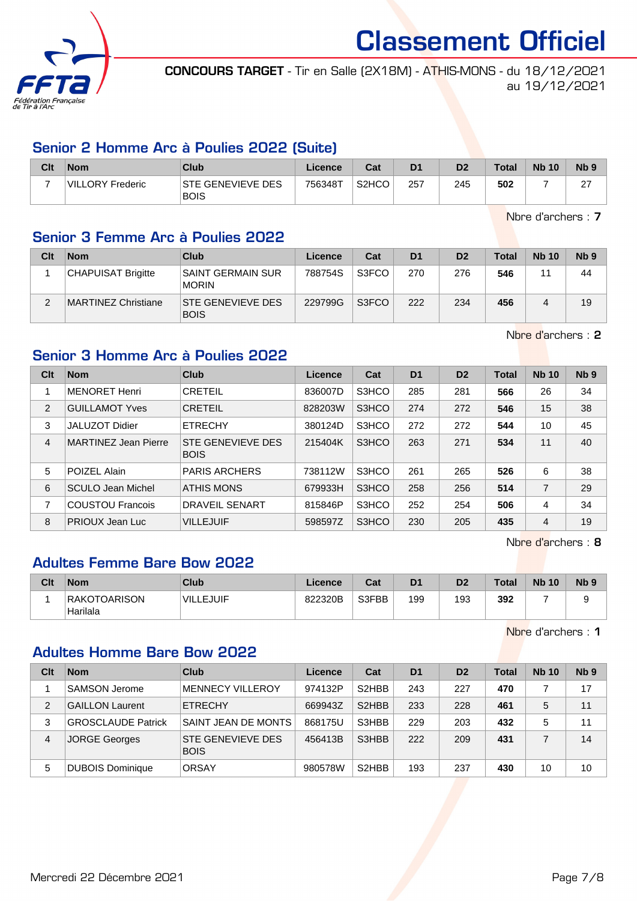# Classement Officiel

**CONCOURS TARGET** - Tir en Salle (2X18M) - ATHIS-MONS - du 18/12/2021 au 19/12/2021

## Senior 2 Homme Arc à Poulies 2022 (Suite)

| Clt | Nom | Club | Licence | Cat | D1 | D2 | Total | Nb 10 | Nb 9 |
|---|---|---|---|---|---|---|---|---|---|
| 7 | VILLORY Frederic | STE GENEVIEVE DES BOIS | 756348T | S2HCO | 257 | 245 | **502** | 7 | 27 |

Nbre d'archers : **7**

## Senior 3 Femme Arc à Poulies 2022

| Clt | Nom | Club | Licence | Cat | D1 | D2 | Total | Nb 10 | Nb 9 |
|---|---|---|---|---|---|---|---|---|---|
| 1 | CHAPUISAT Brigitte | SAINT GERMAIN SUR MORIN | 788754S | S3FCO | 270 | 276 | **546** | 11 | 44 |
| 2 | MARTINEZ Christiane | STE GENEVIEVE DES BOIS | 229799G | S3FCO | 222 | 234 | **456** | 4 | 19 |

Nbre d'archers : **2**

## Senior 3 Homme Arc à Poulies 2022

| Clt | Nom | Club | Licence | Cat | D1 | D2 | Total | Nb 10 | Nb 9 |
|---|---|---|---|---|---|---|---|---|---|
| 1 | MENORET Henri | CRETEIL | 836007D | S3HCO | 285 | 281 | **566** | 26 | 34 |
| 2 | GUILLAMOT Yves | CRETEIL | 828203W | S3HCO | 274 | 272 | **546** | 15 | 38 |
| 3 | JALUZOT Didier | ETRECHY | 380124D | S3HCO | 272 | 272 | **544** | 10 | 45 |
| 4 | MARTINEZ Jean Pierre | STE GENEVIEVE DES BOIS | 215404K | S3HCO | 263 | 271 | **534** | 11 | 40 |
| 5 | POIZEL Alain | PARIS ARCHERS | 738112W | S3HCO | 261 | 265 | **526** | 6 | 38 |
| 6 | SCULO Jean Michel | ATHIS MONS | 679933H | S3HCO | 258 | 256 | **514** | 7 | 29 |
| 7 | COUSTOU Francois | DRAVEIL SENART | 815846P | S3HCO | 252 | 254 | **506** | 4 | 34 |
| 8 | PRIOUX Jean Luc | VILLEJUIF | 598597Z | S3HCO | 230 | 205 | **435** | 4 | 19 |

Nbre d'archers : **8**

## Adultes Femme Bare Bow 2022

| Clt | Nom | Club | Licence | Cat | D1 | D2 | Total | Nb 10 | Nb 9 |
|---|---|---|---|---|---|---|---|---|---|
| 1 | RAKOTOARISON Harilala | VILLEJUIF | 822320B | S3FBB | 199 | 193 | **392** | 7 | 9 |

Nbre d'archers : **1**

## Adultes Homme Bare Bow 2022

| Clt | Nom | Club | Licence | Cat | D1 | D2 | Total | Nb 10 | Nb 9 |
|---|---|---|---|---|---|---|---|---|---|
| 1 | SAMSON Jerome | MENNECY VILLEROY | 974132P | S2HBB | 243 | 227 | **470** | 7 | 17 |
| 2 | GAILLON Laurent | ETRECHY | 669943Z | S2HBB | 233 | 228 | **461** | 5 | 11 |
| 3 | GROSCLAUDE Patrick | SAINT JEAN DE MONTS | 868175U | S3HBB | 229 | 203 | **432** | 5 | 11 |
| 4 | JORGE Georges | STE GENEVIEVE DES BOIS | 456413B | S3HBB | 222 | 209 | **431** | 7 | 14 |
| 5 | DUBOIS Dominique | ORSAY | 980578W | S2HBB | 193 | 237 | **430** | 10 | 10 |

Mercredi 22 Décembre 2021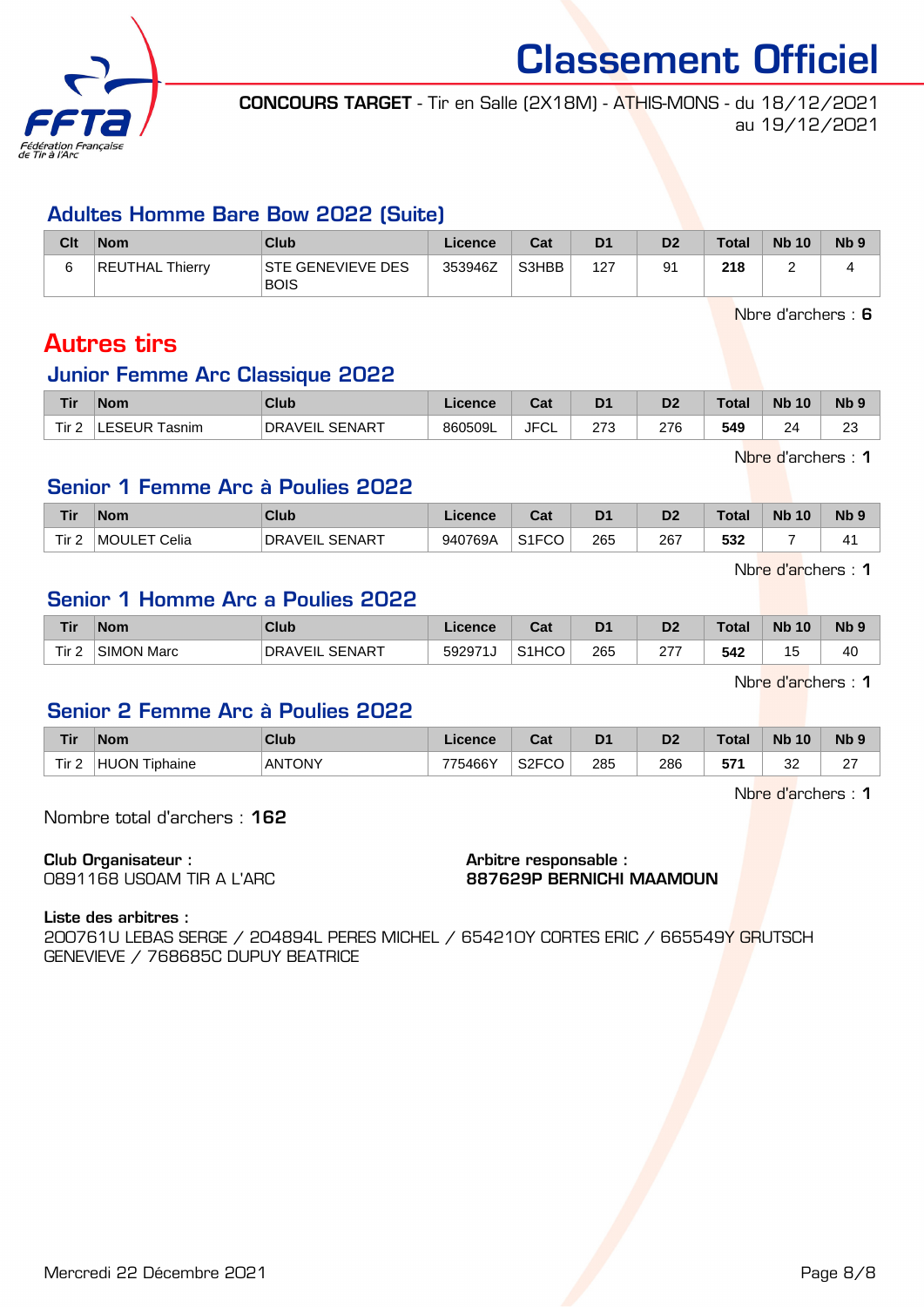# Classement Officiel

**CONCOURS TARGET** - Tir en Salle (2X18M) - ATHIS-MONS - du 18/12/2021 au 19/12/2021

## Adultes Homme Bare Bow 2022 (Suite)

| Clt | Nom | Club | Licence | Cat | D1 | D2 | Total | Nb 10 | Nb 9 |
|---|---|---|---|---|---|---|---|---|---|
| 6 | REUTHAL Thierry | STE GENEVIEVE DES BOIS | 353946Z | S3HBB | 127 | 91 | **218** | 2 | 4 |

Nbre d'archers : **6**

# Autres tirs

## Junior Femme Arc Classique 2022

| Tir | Nom | Club | Licence | Cat | D1 | D2 | Total | Nb 10 | Nb 9 |
|---|---|---|---|---|---|---|---|---|---|
| Tir 2 | LESEUR Tasnim | DRAVEIL SENART | 860509L | JFCL | 273 | 276 | **549** | 24 | 23 |

Nbre d'archers : **1**

## Senior 1 Femme Arc à Poulies 2022

| Tir | Nom | Club | Licence | Cat | D1 | D2 | Total | Nb 10 | Nb 9 |
|---|---|---|---|---|---|---|---|---|---|
| Tir 2 | MOULET Celia | DRAVEIL SENART | 940769A | S1FCO | 265 | 267 | **532** | 7 | 41 |

Nbre d'archers : **1**

## Senior 1 Homme Arc a Poulies 2022

| Tir | Nom | Club | Licence | Cat | D1 | D2 | Total | Nb 10 | Nb 9 |
|---|---|---|---|---|---|---|---|---|---|
| Tir 2 | SIMON Marc | DRAVEIL SENART | 592971J | S1HCO | 265 | 277 | **542** | 15 | 40 |

Nbre d'archers : **1**

## Senior 2 Femme Arc à Poulies 2022

| Tir | Nom | Club | Licence | Cat | D1 | D2 | Total | Nb 10 | Nb 9 |
|---|---|---|---|---|---|---|---|---|---|
| Tir 2 | HUON Tiphaine | ANTONY | 775466Y | S2FCO | 285 | 286 | **571** | 32 | 27 |

Nbre d'archers : **1**

Nombre total d'archers : **162**

**Club Organisateur :**
0891168 USOAM TIR A L'ARC

**Arbitre responsable :**
**887629P BERNICHI MAAMOUN**

**Liste des arbitres :**
200761U LEBAS SERGE / 204894L PERES MICHEL / 654210Y CORTES ERIC / 665549Y GRUTSCH GENEVIEVE / 768685C DUPUY BEATRICE

Mercredi 22 Décembre 2021